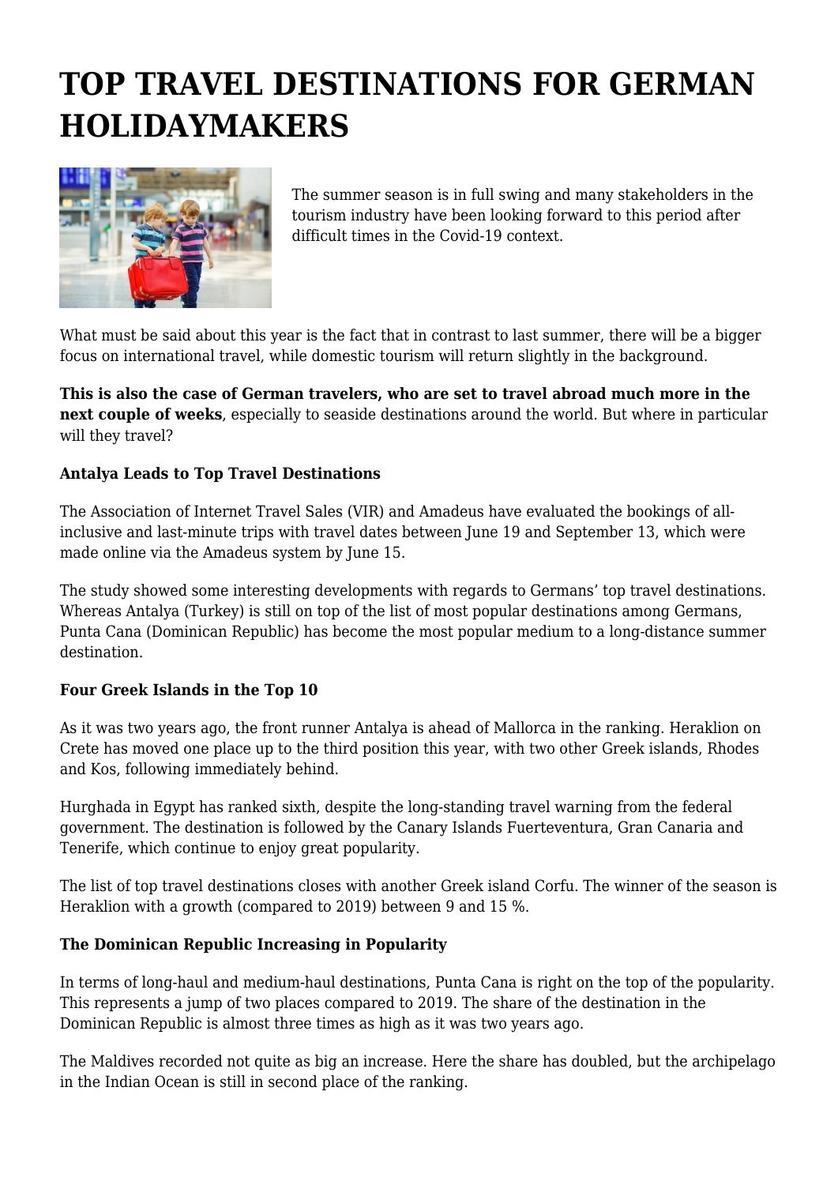# TOP TRAVEL DESTINATIONS FOR GERMAN HOLIDAYMAKERS

The summer season is in full swing and many stakeholders in the tourism industry have been looking forward to this period after difficult times in the Covid-19 context.

What must be said about this year is the fact that in contrast to last summer, there will be a bigger focus on international travel, while domestic tourism will return slightly in the background.

**This is also the case of German travelers, who are set to travel abroad much more in the next couple of weeks**, especially to seaside destinations around the world. But where in particular will they travel?

### Antalya Leads to Top Travel Destinations

The Association of Internet Travel Sales (VIR) and Amadeus have evaluated the bookings of all-inclusive and last-minute trips with travel dates between June 19 and September 13, which were made online via the Amadeus system by June 15.

The study showed some interesting developments with regards to Germans' top travel destinations. Whereas Antalya (Turkey) is still on top of the list of most popular destinations among Germans, Punta Cana (Dominican Republic) has become the most popular medium to a long-distance summer destination.

### Four Greek Islands in the Top 10

As it was two years ago, the front runner Antalya is ahead of Mallorca in the ranking. Heraklion on Crete has moved one place up to the third position this year, with two other Greek islands, Rhodes and Kos, following immediately behind.

Hurghada in Egypt has ranked sixth, despite the long-standing travel warning from the federal government. The destination is followed by the Canary Islands Fuerteventura, Gran Canaria and Tenerife, which continue to enjoy great popularity.

The list of top travel destinations closes with another Greek island Corfu. The winner of the season is Heraklion with a growth (compared to 2019) between 9 and 15 %.

### The Dominican Republic Increasing in Popularity

In terms of long-haul and medium-haul destinations, Punta Cana is right on the top of the popularity. This represents a jump of two places compared to 2019. The share of the destination in the Dominican Republic is almost three times as high as it was two years ago.

The Maldives recorded not quite as big an increase. Here the share has doubled, but the archipelago in the Indian Ocean is still in second place of the ranking.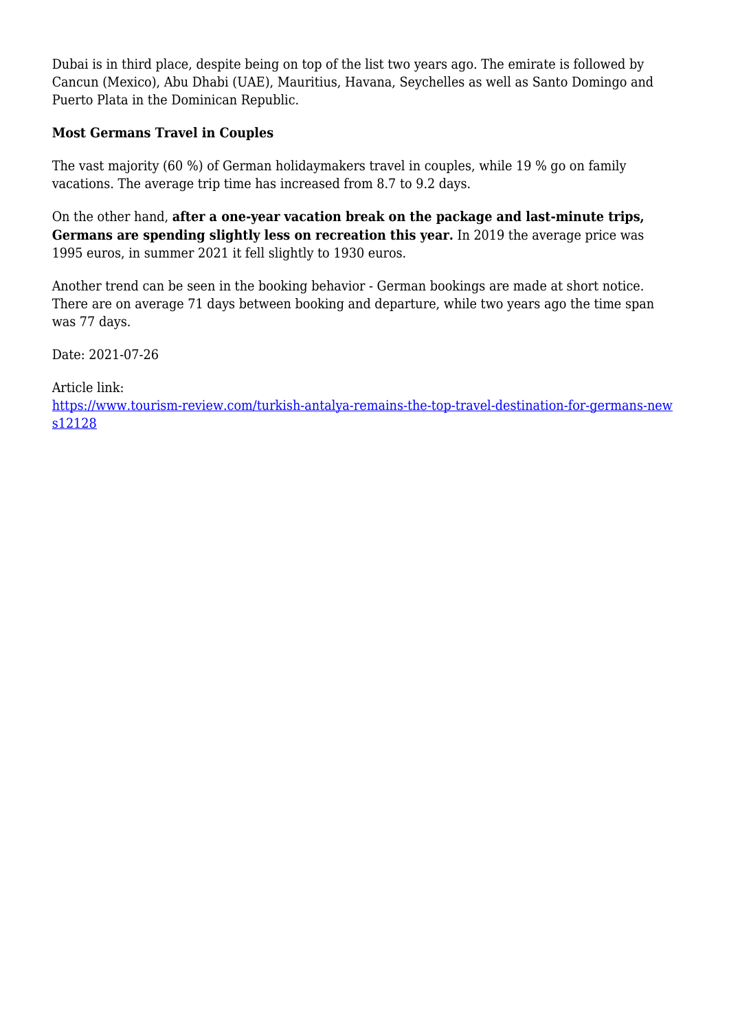Dubai is in third place, despite being on top of the list two years ago. The emirate is followed by Cancun (Mexico), Abu Dhabi (UAE), Mauritius, Havana, Seychelles as well as Santo Domingo and Puerto Plata in the Dominican Republic.

**Most Germans Travel in Couples**

The vast majority (60 %) of German holidaymakers travel in couples, while 19 % go on family vacations. The average trip time has increased from 8.7 to 9.2 days.

On the other hand, **after a one-year vacation break on the package and last-minute trips, Germans are spending slightly less on recreation this year.** In 2019 the average price was 1995 euros, in summer 2021 it fell slightly to 1930 euros.

Another trend can be seen in the booking behavior - German bookings are made at short notice. There are on average 71 days between booking and departure, while two years ago the time span was 77 days.

Date: 2021-07-26

Article link:
https://www.tourism-review.com/turkish-antalya-remains-the-top-travel-destination-for-germans-news12128